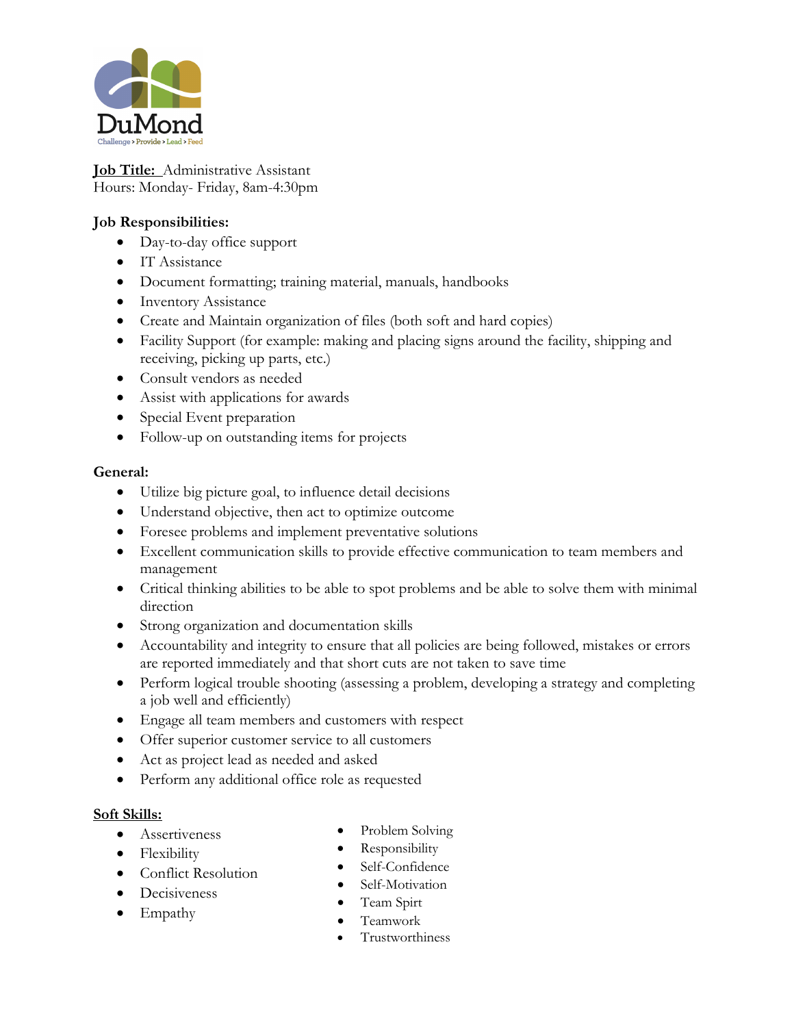DuMond

Challenge > Provide > Lead > Feed

**Job Title:** Administrative Assistant
Hours: Monday- Friday, 8am-4:30pm

**Job Responsibilities:**

- Day-to-day office support
- IT Assistance
- Document formatting; training material, manuals, handbooks
- Inventory Assistance
- Create and Maintain organization of files (both soft and hard copies)
- Facility Support (for example: making and placing signs around the facility, shipping and receiving, picking up parts, etc.)
- Consult vendors as needed
- Assist with applications for awards
- Special Event preparation
- Follow-up on outstanding items for projects

**General:**

- Utilize big picture goal, to influence detail decisions
- Understand objective, then act to optimize outcome
- Foresee problems and implement preventative solutions
- Excellent communication skills to provide effective communication to team members and management
- Critical thinking abilities to be able to spot problems and be able to solve them with minimal direction
- Strong organization and documentation skills
- Accountability and integrity to ensure that all policies are being followed, mistakes or errors are reported immediately and that short cuts are not taken to save time
- Perform logical trouble shooting (assessing a problem, developing a strategy and completing a job well and efficiently)
- Engage all team members and customers with respect
- Offer superior customer service to all customers
- Act as project lead as needed and asked
- Perform any additional office role as requested

**Soft Skills:**

- Assertiveness
- Flexibility
- Conflict Resolution
- Decisiveness
- Empathy
- Problem Solving
- Responsibility
- Self-Confidence
- Self-Motivation
- Team Spirt
- Teamwork
- Trustworthiness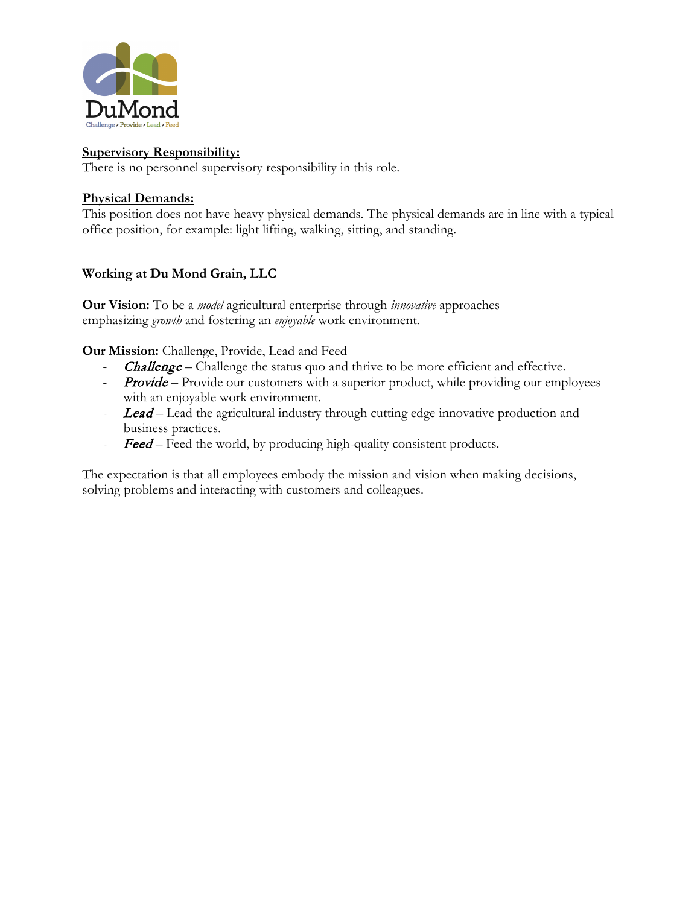**Supervisory Responsibility:**
There is no personnel supervisory responsibility in this role.

**Physical Demands:**
This position does not have heavy physical demands. The physical demands are in line with a typical office position, for example: light lifting, walking, sitting, and standing.

**Working at Du Mond Grain, LLC**

**Our Vision:** To be a *model* agricultural enterprise through *innovative* approaches emphasizing *growth* and fostering an *enjoyable* work environment.

**Our Mission:** Challenge, Provide, Lead and Feed

- ***Challenge*** – Challenge the status quo and thrive to be more efficient and effective.
- ***Provide*** – Provide our customers with a superior product, while providing our employees with an enjoyable work environment.
- ***Lead*** – Lead the agricultural industry through cutting edge innovative production and business practices.
- ***Feed*** – Feed the world, by producing high-quality consistent products.

The expectation is that all employees embody the mission and vision when making decisions, solving problems and interacting with customers and colleagues.